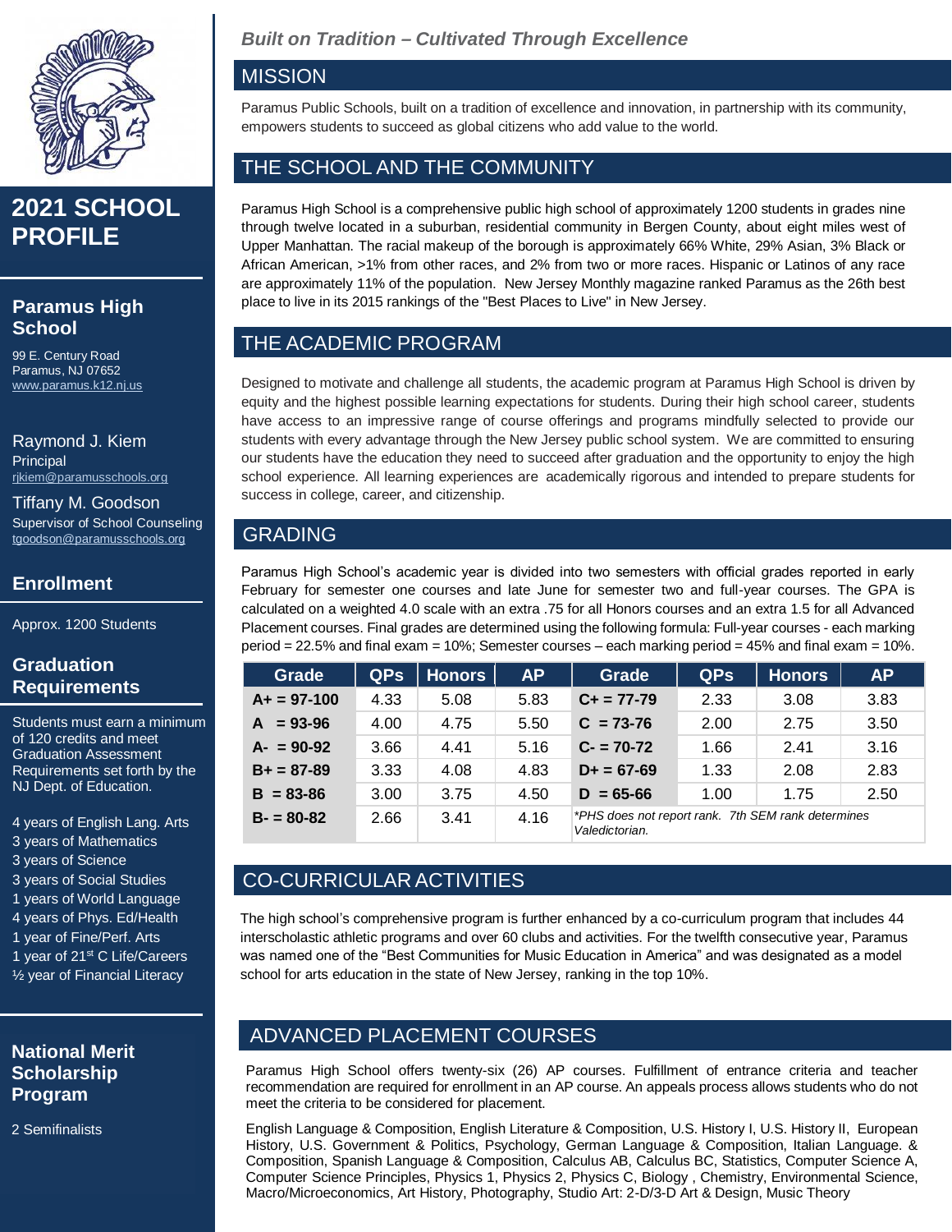# 2021 SCHOOL PROFILE

## Paramus High School

99 E. Century Road
Paramus, NJ 07652
www.paramus.k12.nj.us

Raymond J. Kiem
Principal
rjkiem@paramusschools.org

Tiffany M. Goodson
Supervisor of School Counseling
tgoodson@paramusschools.org

## Enrollment

Approx. 1200 Students

## Graduation Requirements

Students must earn a minimum of 120 credits and meet Graduation Assessment Requirements set forth by the NJ Dept. of Education.

- 4 years of English Lang. Arts
- 3 years of Mathematics
- 3 years of Science
- 3 years of Social Studies
- 1 years of World Language
- 4 years of Phys. Ed/Health
- 1 year of Fine/Perf. Arts
- 1 year of 21st C Life/Careers
- ½ year of Financial Literacy

## National Merit Scholarship Program

2 Semifinalists

*Built on Tradition – Cultivated Through Excellence*

## MISSION

Paramus Public Schools, built on a tradition of excellence and innovation, in partnership with its community, empowers students to succeed as global citizens who add value to the world.

## THE SCHOOL AND THE COMMUNITY

Paramus High School is a comprehensive public high school of approximately 1200 students in grades nine through twelve located in a suburban, residential community in Bergen County, about eight miles west of Upper Manhattan. The racial makeup of the borough is approximately 66% White, 29% Asian, 3% Black or African American, >1% from other races, and 2% from two or more races. Hispanic or Latinos of any race are approximately 11% of the population. New Jersey Monthly magazine ranked Paramus as the 26th best place to live in its 2015 rankings of the "Best Places to Live" in New Jersey.

## THE ACADEMIC PROGRAM

Designed to motivate and challenge all students, the academic program at Paramus High School is driven by equity and the highest possible learning expectations for students. During their high school career, students have access to an impressive range of course offerings and programs mindfully selected to provide our students with every advantage through the New Jersey public school system. We are committed to ensuring our students have the education they need to succeed after graduation and the opportunity to enjoy the high school experience. All learning experiences are academically rigorous and intended to prepare students for success in college, career, and citizenship.

## GRADING

Paramus High School's academic year is divided into two semesters with official grades reported in early February for semester one courses and late June for semester two and full-year courses. The GPA is calculated on a weighted 4.0 scale with an extra .75 for all Honors courses and an extra 1.5 for all Advanced Placement courses. Final grades are determined using the following formula: Full-year courses - each marking period = 22.5% and final exam = 10%; Semester courses – each marking period = 45% and final exam = 10%.

| Grade | QPs | Honors | AP | Grade | QPs | Honors | AP |
|---|---|---|---|---|---|---|---|
| A+ = 97-100 | 4.33 | 5.08 | 5.83 | C+ = 77-79 | 2.33 | 3.08 | 3.83 |
| A = 93-96 | 4.00 | 4.75 | 5.50 | C = 73-76 | 2.00 | 2.75 | 3.50 |
| A- = 90-92 | 3.66 | 4.41 | 5.16 | C- = 70-72 | 1.66 | 2.41 | 3.16 |
| B+ = 87-89 | 3.33 | 4.08 | 4.83 | D+ = 67-69 | 1.33 | 2.08 | 2.83 |
| B = 83-86 | 3.00 | 3.75 | 4.50 | D = 65-66 | 1.00 | 1.75 | 2.50 |
| B- = 80-82 | 2.66 | 3.41 | 4.16 | *PHS does not report rank. 7th SEM rank determines Valedictorian. | | | |

## CO-CURRICULAR ACTIVITIES

The high school's comprehensive program is further enhanced by a co-curriculum program that includes 44 interscholastic athletic programs and over 60 clubs and activities. For the twelfth consecutive year, Paramus was named one of the "Best Communities for Music Education in America" and was designated as a model school for arts education in the state of New Jersey, ranking in the top 10%.

## ADVANCED PLACEMENT COURSES

Paramus High School offers twenty-six (26) AP courses. Fulfillment of entrance criteria and teacher recommendation are required for enrollment in an AP course. An appeals process allows students who do not meet the criteria to be considered for placement.

English Language & Composition, English Literature & Composition, U.S. History I, U.S. History II, European History, U.S. Government & Politics, Psychology, German Language & Composition, Italian Language. & Composition, Spanish Language & Composition, Calculus AB, Calculus BC, Statistics, Computer Science A, Computer Science Principles, Physics 1, Physics 2, Physics C, Biology , Chemistry, Environmental Science, Macro/Microeconomics, Art History, Photography, Studio Art: 2-D/3-D Art & Design, Music Theory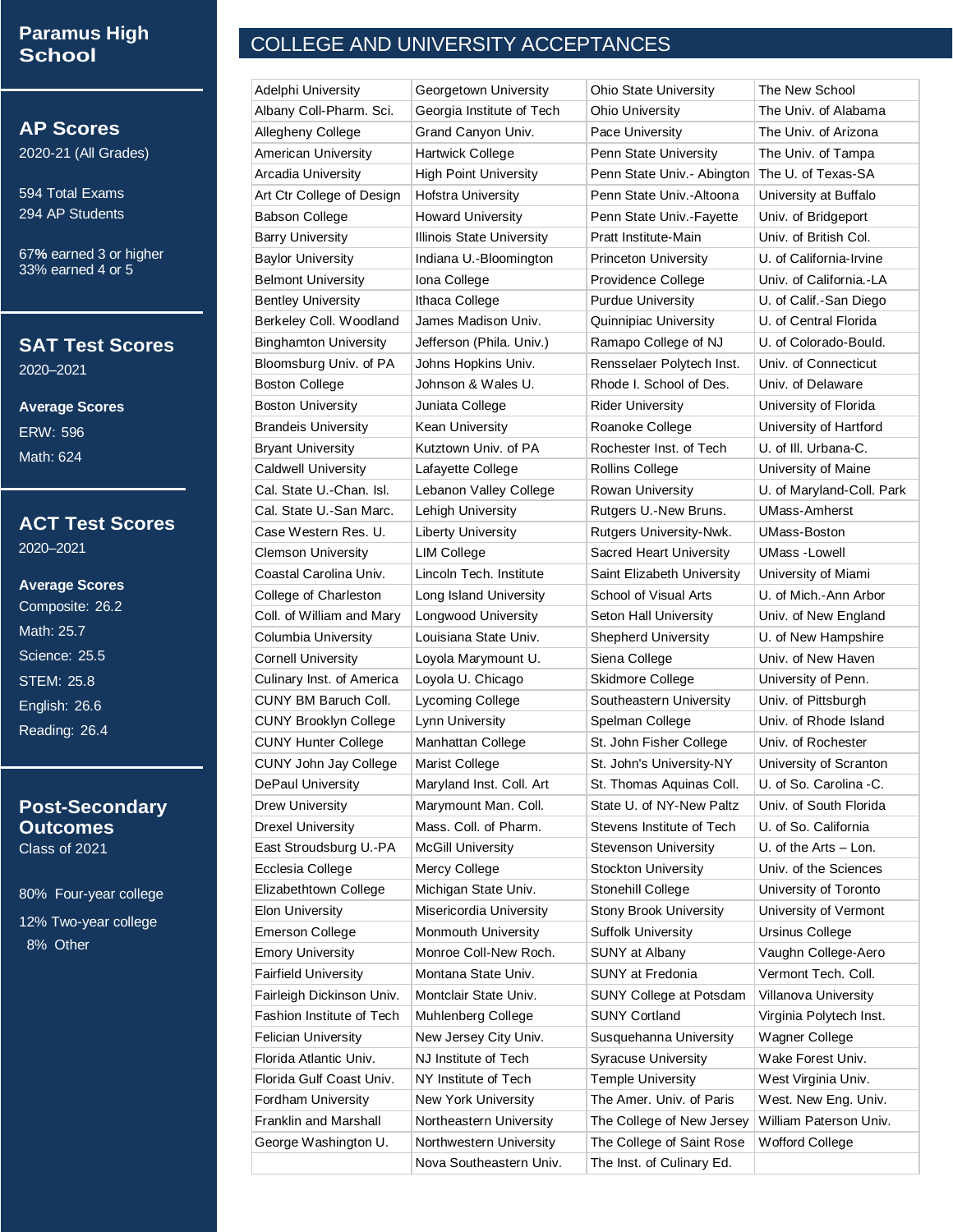## Paramus High School

### AP Scores
2020-21 (All Grades)

594 Total Exams
294 AP Students

67% earned 3 or higher
33% earned 4 or 5

### SAT Test Scores
2020–2021

**Average Scores**
ERW: 596
Math: 624

### ACT Test Scores
2020–2021

**Average Scores**
Composite: 26.2
Math: 25.7
Science: 25.5
STEM: 25.8
English: 26.6
Reading: 26.4

### Post-Secondary Outcomes
Class of 2021

80% Four-year college
12% Two-year college
8% Other

# COLLEGE AND UNIVERSITY ACCEPTANCES

| | | | |
|---|---|---|---|
| Adelphi University | Georgetown University | Ohio State University | The New School |
| Albany Coll-Pharm. Sci. | Georgia Institute of Tech | Ohio University | The Univ. of Alabama |
| Allegheny College | Grand Canyon Univ. | Pace University | The Univ. of Arizona |
| American University | Hartwick College | Penn State University | The Univ. of Tampa |
| Arcadia University | High Point University | Penn State Univ.- Abington | The U. of Texas-SA |
| Art Ctr College of Design | Hofstra University | Penn State Univ.-Altoona | University at Buffalo |
| Babson College | Howard University | Penn State Univ.-Fayette | Univ. of Bridgeport |
| Barry University | Illinois State University | Pratt Institute-Main | Univ. of British Col. |
| Baylor University | Indiana U.-Bloomington | Princeton University | U. of California-Irvine |
| Belmont University | Iona College | Providence College | Univ. of California.-LA |
| Bentley University | Ithaca College | Purdue University | U. of Calif.-San Diego |
| Berkeley Coll. Woodland | James Madison Univ. | Quinnipiac University | U. of Central Florida |
| Binghamton University | Jefferson (Phila. Univ.) | Ramapo College of NJ | U. of Colorado-Bould. |
| Bloomsburg Univ. of PA | Johns Hopkins Univ. | Rensselaer Polytech Inst. | Univ. of Connecticut |
| Boston College | Johnson & Wales U. | Rhode I. School of Des. | Univ. of Delaware |
| Boston University | Juniata College | Rider University | University of Florida |
| Brandeis University | Kean University | Roanoke College | University of Hartford |
| Bryant University | Kutztown Univ. of PA | Rochester Inst. of Tech | U. of Ill. Urbana-C. |
| Caldwell University | Lafayette College | Rollins College | University of Maine |
| Cal. State U.-Chan. Isl. | Lebanon Valley College | Rowan University | U. of Maryland-Coll. Park |
| Cal. State U.-San Marc. | Lehigh University | Rutgers U.-New Bruns. | UMass-Amherst |
| Case Western Res. U. | Liberty University | Rutgers University-Nwk. | UMass-Boston |
| Clemson University | LIM College | Sacred Heart University | UMass -Lowell |
| Coastal Carolina Univ. | Lincoln Tech. Institute | Saint Elizabeth University | University of Miami |
| College of Charleston | Long Island University | School of Visual Arts | U. of Mich.-Ann Arbor |
| Coll. of William and Mary | Longwood University | Seton Hall University | Univ. of New England |
| Columbia University | Louisiana State Univ. | Shepherd University | U. of New Hampshire |
| Cornell University | Loyola Marymount U. | Siena College | Univ. of New Haven |
| Culinary Inst. of America | Loyola U. Chicago | Skidmore College | University of Penn. |
| CUNY BM Baruch Coll. | Lycoming College | Southeastern University | Univ. of Pittsburgh |
| CUNY Brooklyn College | Lynn University | Spelman College | Univ. of Rhode Island |
| CUNY Hunter College | Manhattan College | St. John Fisher College | Univ. of Rochester |
| CUNY John Jay College | Marist College | St. John's University-NY | University of Scranton |
| DePaul University | Maryland Inst. Coll. Art | St. Thomas Aquinas Coll. | U. of So. Carolina -C. |
| Drew University | Marymount Man. Coll. | State U. of NY-New Paltz | Univ. of South Florida |
| Drexel University | Mass. Coll. of Pharm. | Stevens Institute of Tech | U. of So. California |
| East Stroudsburg U.-PA | McGill University | Stevenson University | U. of the Arts – Lon. |
| Ecclesia College | Mercy College | Stockton University | Univ. of the Sciences |
| Elizabethtown College | Michigan State Univ. | Stonehill College | University of Toronto |
| Elon University | Misericordia University | Stony Brook University | University of Vermont |
| Emerson College | Monmouth University | Suffolk University | Ursinus College |
| Emory University | Monroe Coll-New Roch. | SUNY at Albany | Vaughn College-Aero |
| Fairfield University | Montana State Univ. | SUNY at Fredonia | Vermont Tech. Coll. |
| Fairleigh Dickinson Univ. | Montclair State Univ. | SUNY College at Potsdam | Villanova University |
| Fashion Institute of Tech | Muhlenberg College | SUNY Cortland | Virginia Polytech Inst. |
| Felician University | New Jersey City Univ. | Susquehanna University | Wagner College |
| Florida Atlantic Univ. | NJ Institute of Tech | Syracuse University | Wake Forest Univ. |
| Florida Gulf Coast Univ. | NY Institute of Tech | Temple University | West Virginia Univ. |
| Fordham University | New York University | The Amer. Univ. of Paris | West. New Eng. Univ. |
| Franklin and Marshall | Northeastern University | The College of New Jersey | William Paterson Univ. |
| George Washington U. | Northwestern University | The College of Saint Rose | Wofford College |
| | Nova Southeastern Univ. | The Inst. of Culinary Ed. | |